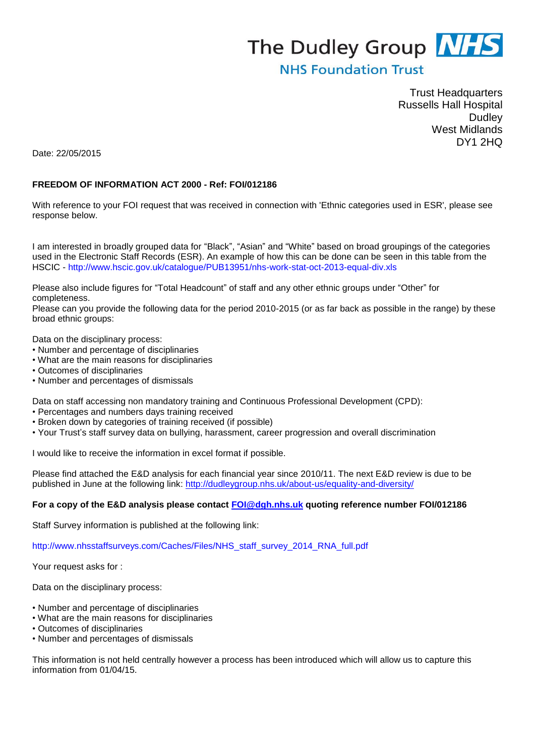The Dudley Group **NHS**
NHS Foundation Trust

Trust Headquarters
Russells Hall Hospital
Dudley
West Midlands
DY1 2HQ

Date: 22/05/2015

**FREEDOM OF INFORMATION ACT 2000 - Ref: FOI/012186**

With reference to your FOI request that was received in connection with 'Ethnic categories used in ESR', please see response below.

I am interested in broadly grouped data for “Black”, “Asian” and “White” based on broad groupings of the categories used in the Electronic Staff Records (ESR). An example of how this can be done can be seen in this table from the HSCIC - http://www.hscic.gov.uk/catalogue/PUB13951/nhs-work-stat-oct-2013-equal-div.xls

Please also include figures for “Total Headcount” of staff and any other ethnic groups under “Other” for completeness.
Please can you provide the following data for the period 2010-2015 (or as far back as possible in the range) by these broad ethnic groups:

Data on the disciplinary process:
- Number and percentage of disciplinaries
- What are the main reasons for disciplinaries
- Outcomes of disciplinaries
- Number and percentages of dismissals

Data on staff accessing non mandatory training and Continuous Professional Development (CPD):
- Percentages and numbers days training received
- Broken down by categories of training received (if possible)
- Your Trust’s staff survey data on bullying, harassment, career progression and overall discrimination

I would like to receive the information in excel format if possible.

Please find attached the E&D analysis for each financial year since 2010/11. The next E&D review is due to be published in June at the following link: http://dudleygroup.nhs.uk/about-us/equality-and-diversity/

**For a copy of the E&D analysis please contact FOI@dgh.nhs.uk quoting reference number FOI/012186**

Staff Survey information is published at the following link:

http://www.nhsstaffsurveys.com/Caches/Files/NHS_staff_survey_2014_RNA_full.pdf

Your request asks for :

Data on the disciplinary process:

- Number and percentage of disciplinaries
- What are the main reasons for disciplinaries
- Outcomes of disciplinaries
- Number and percentages of dismissals

This information is not held centrally however a process has been introduced which will allow us to capture this information from 01/04/15.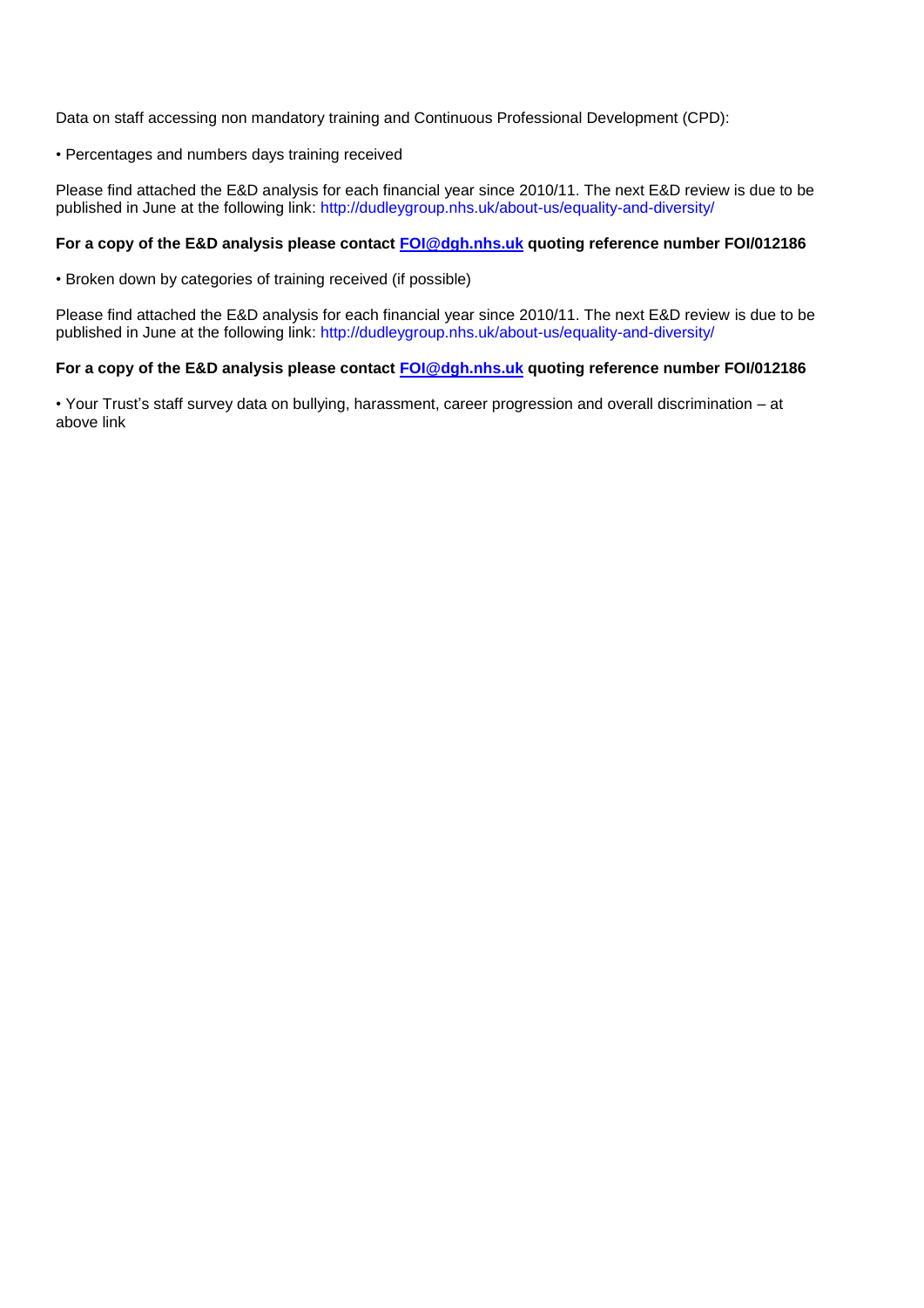Data on staff accessing non mandatory training and Continuous Professional Development (CPD):

- Percentages and numbers days training received

Please find attached the E&D analysis for each financial year since 2010/11. The next E&D review is due to be published in June at the following link: http://dudleygroup.nhs.uk/about-us/equality-and-diversity/

**For a copy of the E&D analysis please contact FOI@dgh.nhs.uk quoting reference number FOI/012186**

- Broken down by categories of training received (if possible)

Please find attached the E&D analysis for each financial year since 2010/11. The next E&D review is due to be published in June at the following link: http://dudleygroup.nhs.uk/about-us/equality-and-diversity/

**For a copy of the E&D analysis please contact FOI@dgh.nhs.uk quoting reference number FOI/012186**

- Your Trust's staff survey data on bullying, harassment, career progression and overall discrimination – at above link